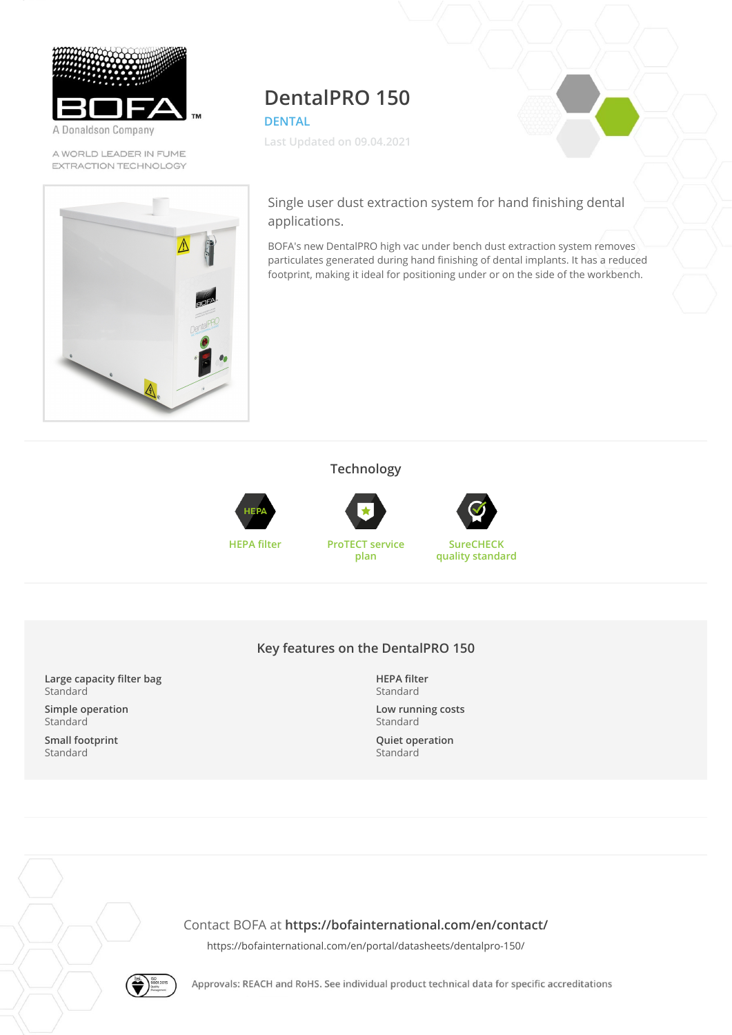A Donaldson Company

A WORLD LEADER IN FUME EXTRACTION TECHNOLOGY

# DentalPRO 150

DENTAL

Last Updated on 09.04.2021

Single user dust extraction system for hand finishing dental applications.

BOFA's new DentalPRO high vac under bench dust extraction system removes particulates generated during hand finishing of dental implants. It has a reduced footprint, making it ideal for positioning under or on the side of the workbench.

## Technology

- HEPA filter
- ProTECT service plan
- SureCHECK quality standard

## Key features on the DentalPRO 150

**Large capacity filter bag**
Standard

**Simple operation**
Standard

**Small footprint**
Standard

**HEPA filter**
Standard

**Low running costs**
Standard

**Quiet operation**
Standard

Contact BOFA at **https://bofainternational.com/en/contact/**

https://bofainternational.com/en/portal/datasheets/dentalpro-150/

Approvals: REACH and RoHS. See individual product technical data for specific accreditations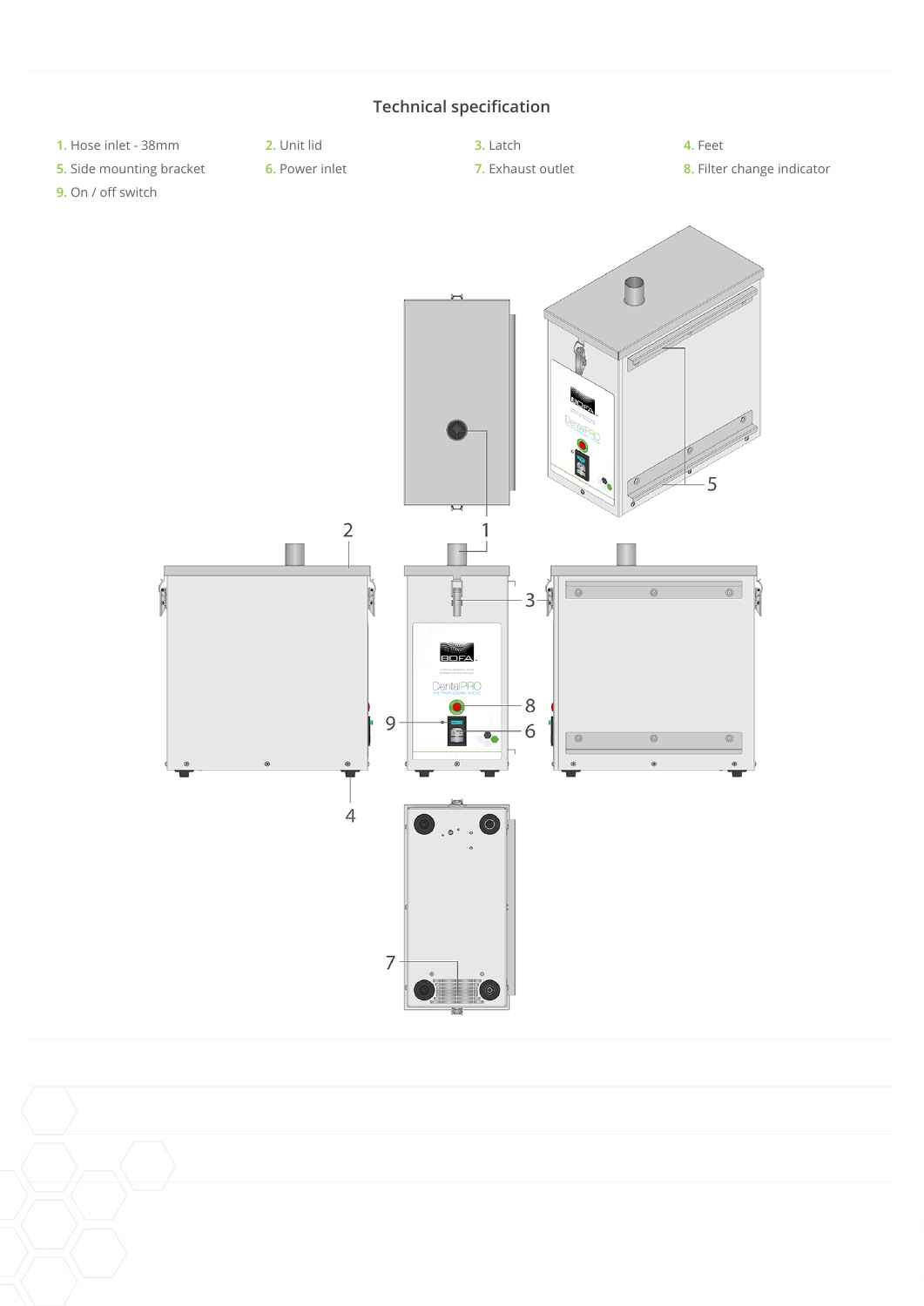## Technical specification

1. Hose inlet - 38mm
2. Unit lid
3. Latch
4. Feet
5. Side mounting bracket
6. Power inlet
7. Exhaust outlet
8. Filter change indicator
9. On / off switch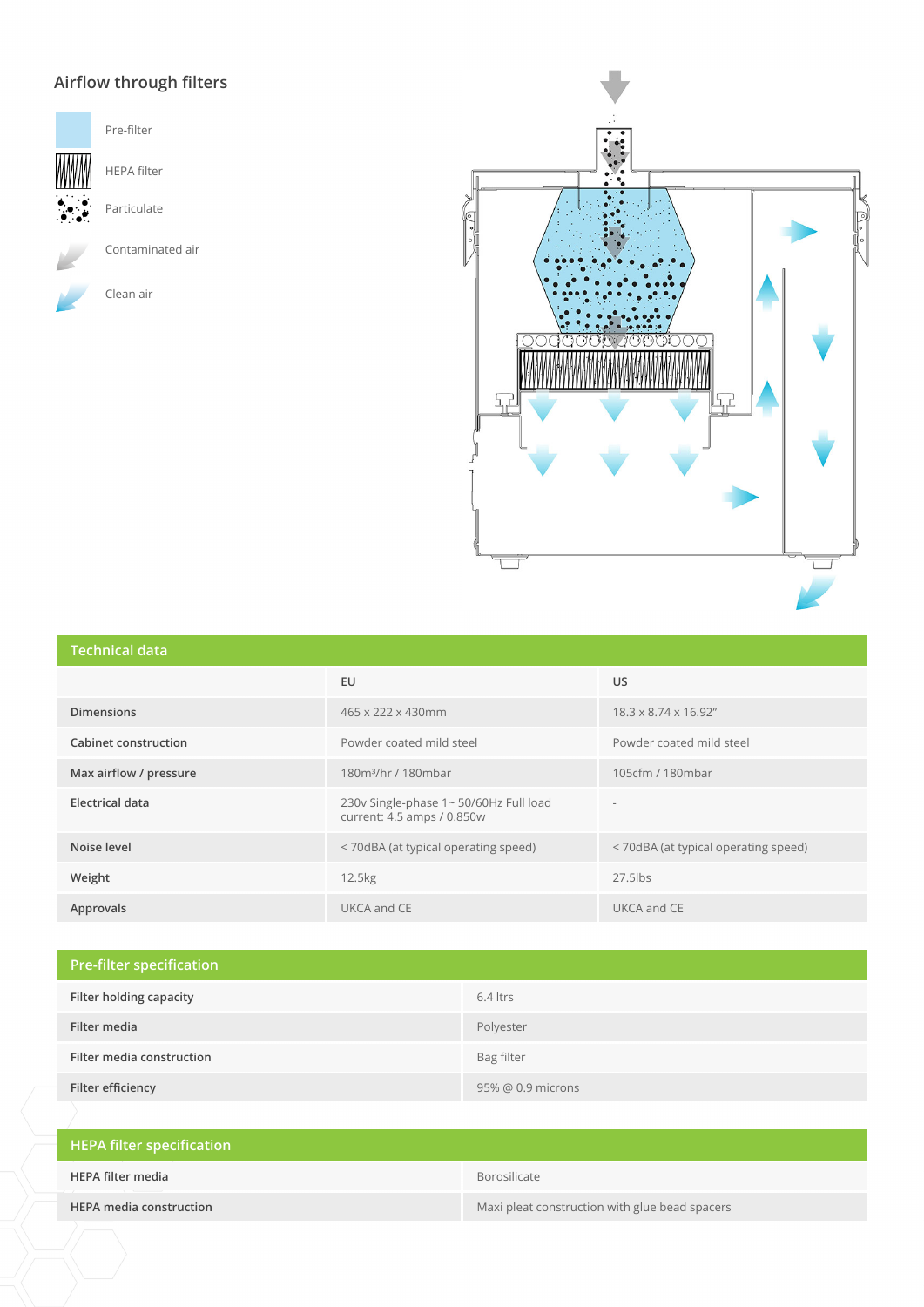## Airflow through filters

- Pre-filter
- HEPA filter
- Particulate
- Contaminated air
- Clean air

## Technical data

| | EU | US |
|---|---|---|
| Dimensions | 465 x 222 x 430mm | 18.3 x 8.74 x 16.92" |
| Cabinet construction | Powder coated mild steel | Powder coated mild steel |
| Max airflow / pressure | 180m³/hr / 180mbar | 105cfm / 180mbar |
| Electrical data | 230v Single-phase 1~ 50/60Hz Full load current: 4.5 amps / 0.850w | - |
| Noise level | < 70dBA (at typical operating speed) | < 70dBA (at typical operating speed) |
| Weight | 12.5kg | 27.5lbs |
| Approvals | UKCA and CE | UKCA and CE |

## Pre-filter specification

| | |
|---|---|
| Filter holding capacity | 6.4 ltrs |
| Filter media | Polyester |
| Filter media construction | Bag filter |
| Filter efficiency | 95% @ 0.9 microns |

## HEPA filter specification

| | |
|---|---|
| HEPA filter media | Borosilicate |
| HEPA media construction | Maxi pleat construction with glue bead spacers |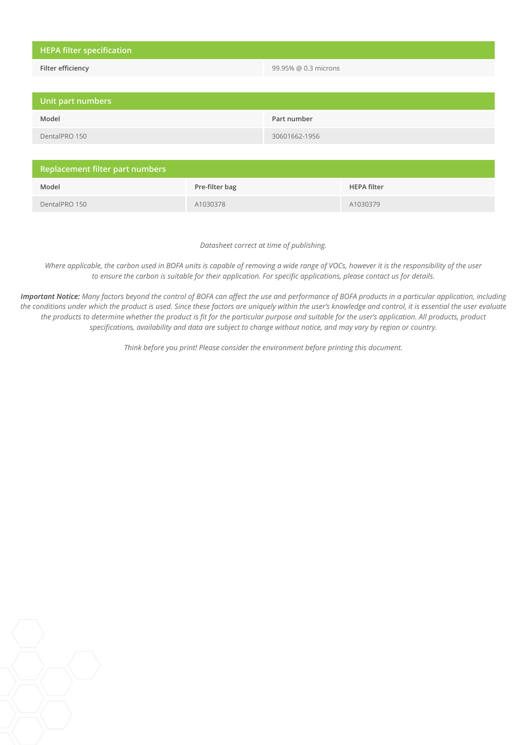## HEPA filter specification

| | |
|---|---|
| Filter efficiency | 99.95% @ 0.3 microns |

## Unit part numbers

| Model | Part number |
|---|---|
| DentalPRO 150 | 30601662-1956 |

## Replacement filter part numbers

| Model | Pre-filter bag | HEPA filter |
|---|---|---|
| DentalPRO 150 | A1030378 | A1030379 |

*Datasheet correct at time of publishing.*

*Where applicable, the carbon used in BOFA units is capable of removing a wide range of VOCs, however it is the responsibility of the user to ensure the carbon is suitable for their application. For specific applications, please contact us for details.*

***Important Notice:*** *Many factors beyond the control of BOFA can affect the use and performance of BOFA products in a particular application, including the conditions under which the product is used. Since these factors are uniquely within the user's knowledge and control, it is essential the user evaluate the products to determine whether the product is fit for the particular purpose and suitable for the user's application. All products, product specifications, availability and data are subject to change without notice, and may vary by region or country.*

*Think before you print! Please consider the environment before printing this document.*